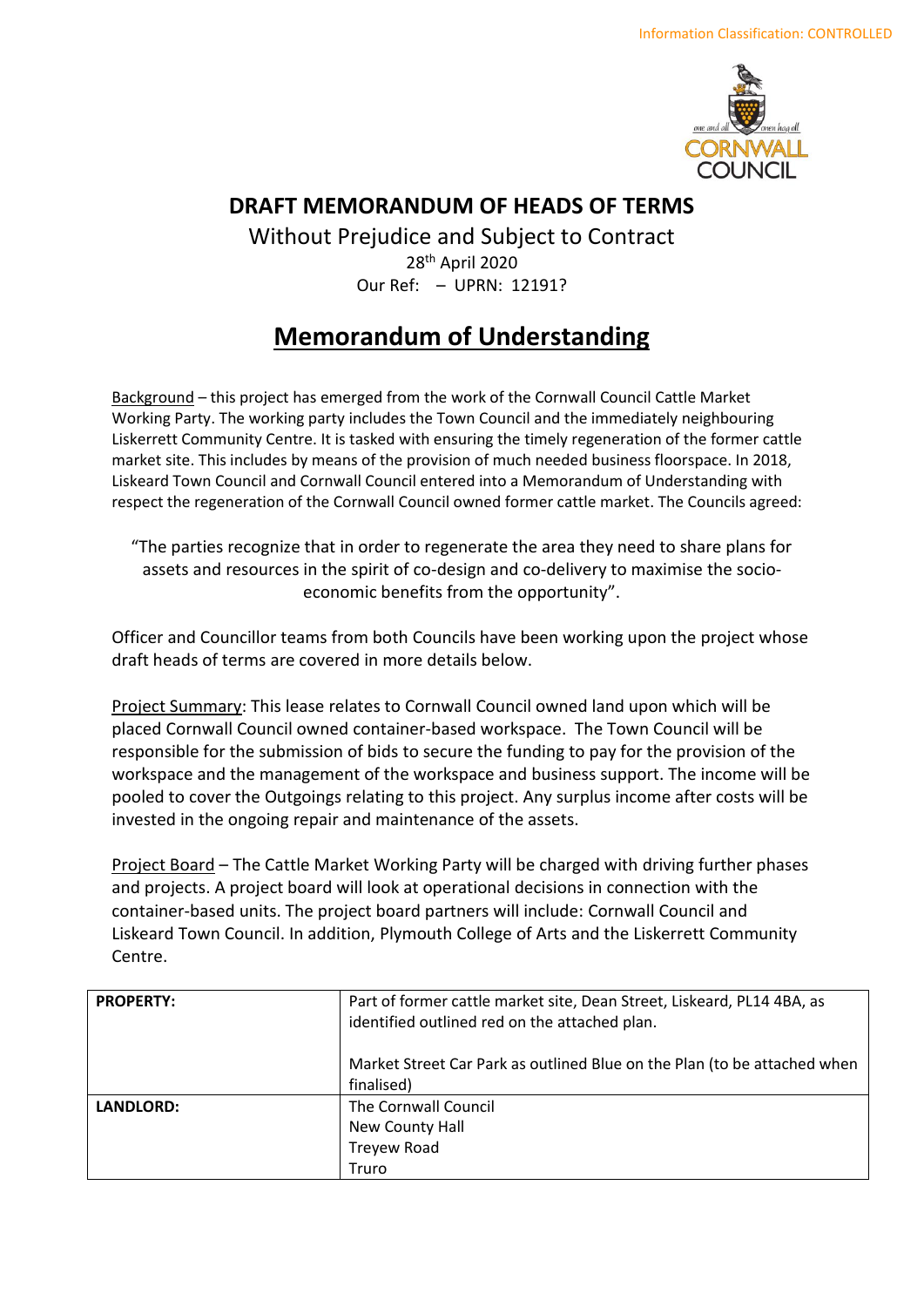Information Classification: CONTROLLED

# DRAFT MEMORANDUM OF HEADS OF TERMS

Without Prejudice and Subject to Contract

28th April 2020

Our Ref: – UPRN: 12191?

## Memorandum of Understanding

Background – this project has emerged from the work of the Cornwall Council Cattle Market Working Party. The working party includes the Town Council and the immediately neighbouring Liskerrett Community Centre. It is tasked with ensuring the timely regeneration of the former cattle market site. This includes by means of the provision of much needed business floorspace. In 2018, Liskeard Town Council and Cornwall Council entered into a Memorandum of Understanding with respect the regeneration of the Cornwall Council owned former cattle market. The Councils agreed:

> "The parties recognize that in order to regenerate the area they need to share plans for assets and resources in the spirit of co-design and co-delivery to maximise the socio-economic benefits from the opportunity".

Officer and Councillor teams from both Councils have been working upon the project whose draft heads of terms are covered in more details below.

Project Summary: This lease relates to Cornwall Council owned land upon which will be placed Cornwall Council owned container-based workspace. The Town Council will be responsible for the submission of bids to secure the funding to pay for the provision of the workspace and the management of the workspace and business support. The income will be pooled to cover the Outgoings relating to this project. Any surplus income after costs will be invested in the ongoing repair and maintenance of the assets.

Project Board – The Cattle Market Working Party will be charged with driving further phases and projects. A project board will look at operational decisions in connection with the container-based units. The project board partners will include: Cornwall Council and Liskeard Town Council. In addition, Plymouth College of Arts and the Liskerrett Community Centre.

| | |
|---|---|
| **PROPERTY:** | Part of former cattle market site, Dean Street, Liskeard, PL14 4BA, as identified outlined red on the attached plan.<br><br>Market Street Car Park as outlined Blue on the Plan (to be attached when finalised) |
| **LANDLORD:** | The Cornwall Council<br>New County Hall<br>Treyew Road<br>Truro |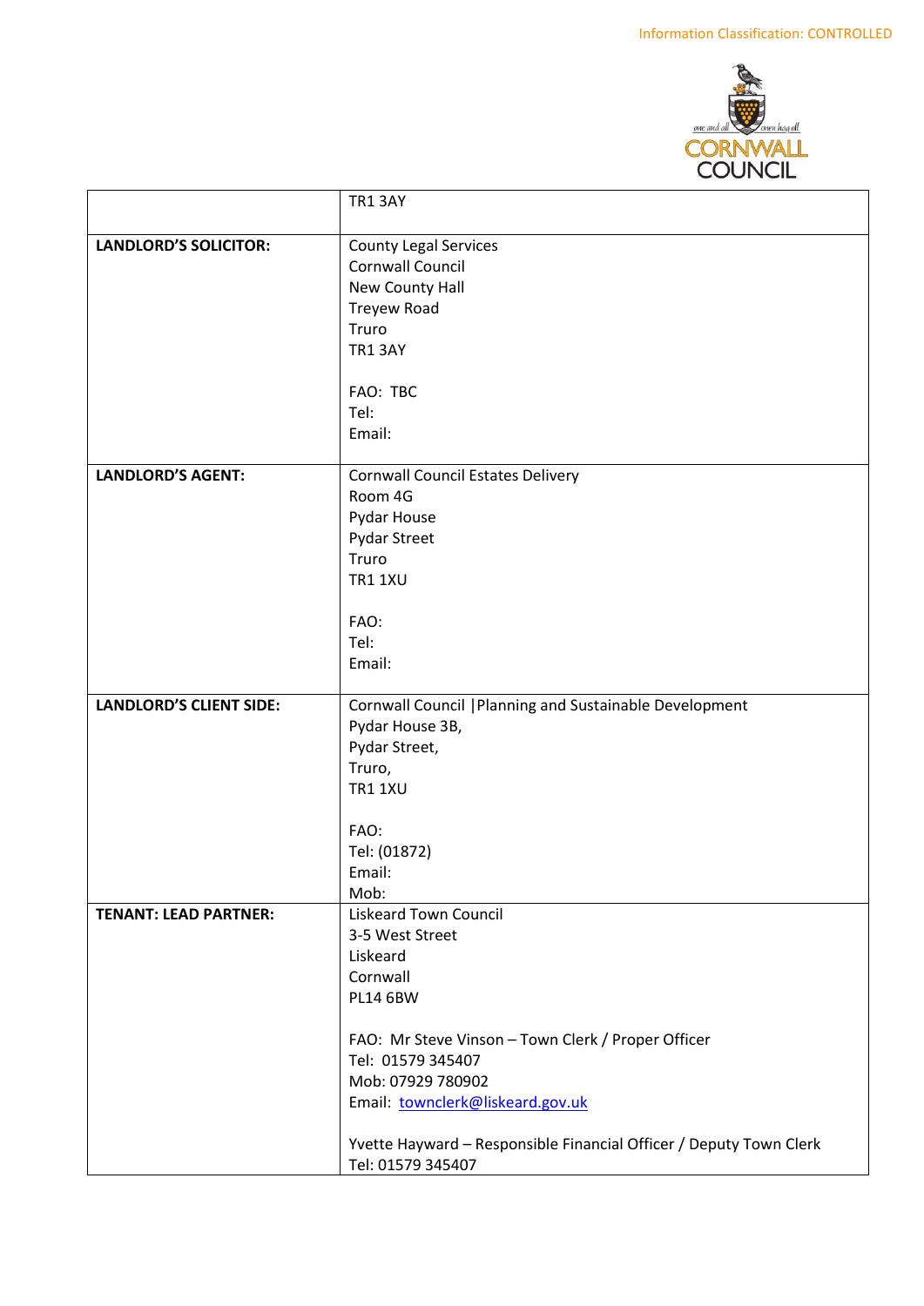Information Classification: CONTROLLED

| | |
|---|---|
| | TR1 3AY |
| **LANDLORD'S SOLICITOR:** | County Legal Services<br>Cornwall Council<br>New County Hall<br>Treyew Road<br>Truro<br>TR1 3AY<br><br>FAO: TBC<br>Tel:<br>Email: |
| **LANDLORD'S AGENT:** | Cornwall Council Estates Delivery<br>Room 4G<br>Pydar House<br>Pydar Street<br>Truro<br>TR1 1XU<br><br>FAO:<br>Tel:<br>Email: |
| **LANDLORD'S CLIENT SIDE:** | Cornwall Council \|Planning and Sustainable Development<br>Pydar House 3B,<br>Pydar Street,<br>Truro,<br>TR1 1XU<br><br>FAO:<br>Tel: (01872)<br>Email:<br>Mob: |
| **TENANT: LEAD PARTNER:** | Liskeard Town Council<br>3-5 West Street<br>Liskeard<br>Cornwall<br>PL14 6BW<br><br>FAO: Mr Steve Vinson – Town Clerk / Proper Officer<br>Tel: 01579 345407<br>Mob: 07929 780902<br>Email: townclerk@liskeard.gov.uk<br><br>Yvette Hayward – Responsible Financial Officer / Deputy Town Clerk<br>Tel: 01579 345407 |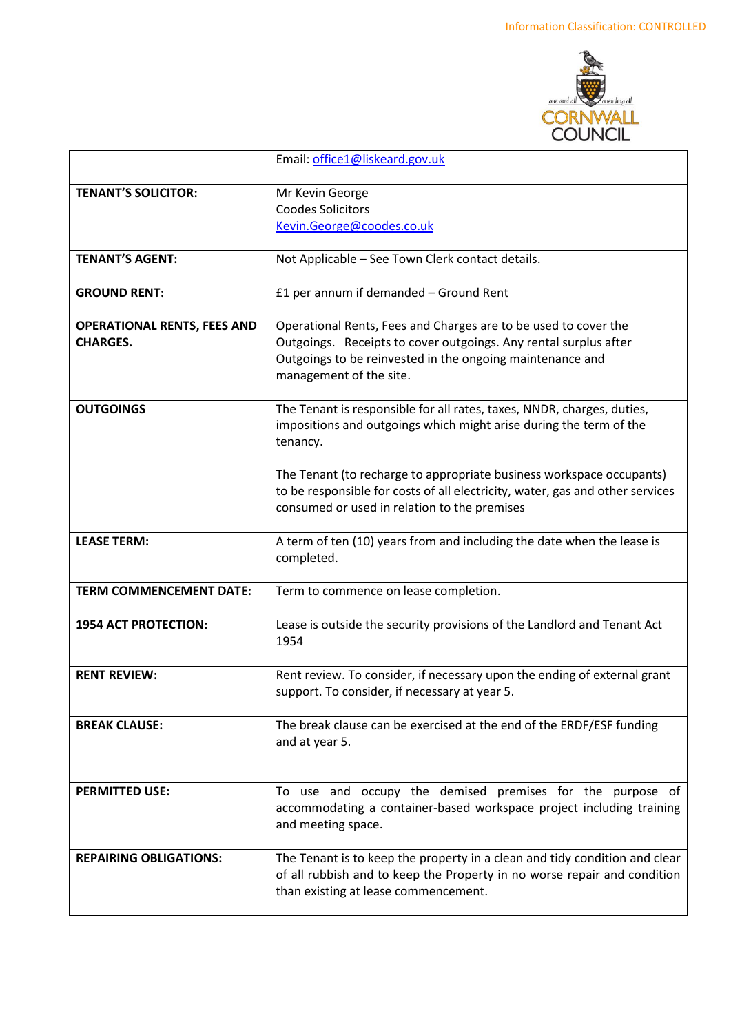Information Classification: CONTROLLED

| | |
|---|---|
| | Email: office1@liskeard.gov.uk |
| **TENANT'S SOLICITOR:** | Mr Kevin George<br>Coodes Solicitors<br>Kevin.George@coodes.co.uk |
| **TENANT'S AGENT:** | Not Applicable – See Town Clerk contact details. |
| **GROUND RENT:**<br><br>**OPERATIONAL RENTS, FEES AND CHARGES.** | £1 per annum if demanded – Ground Rent<br><br>Operational Rents, Fees and Charges are to be used to cover the Outgoings. Receipts to cover outgoings. Any rental surplus after Outgoings to be reinvested in the ongoing maintenance and management of the site. |
| **OUTGOINGS** | The Tenant is responsible for all rates, taxes, NNDR, charges, duties, impositions and outgoings which might arise during the term of the tenancy.<br><br>The Tenant (to recharge to appropriate business workspace occupants) to be responsible for costs of all electricity, water, gas and other services consumed or used in relation to the premises |
| **LEASE TERM:** | A term of ten (10) years from and including the date when the lease is completed. |
| **TERM COMMENCEMENT DATE:** | Term to commence on lease completion. |
| **1954 ACT PROTECTION:** | Lease is outside the security provisions of the Landlord and Tenant Act 1954 |
| **RENT REVIEW:** | Rent review. To consider, if necessary upon the ending of external grant support. To consider, if necessary at year 5. |
| **BREAK CLAUSE:** | The break clause can be exercised at the end of the ERDF/ESF funding and at year 5. |
| **PERMITTED USE:** | To use and occupy the demised premises for the purpose of accommodating a container-based workspace project including training and meeting space. |
| **REPAIRING OBLIGATIONS:** | The Tenant is to keep the property in a clean and tidy condition and clear of all rubbish and to keep the Property in no worse repair and condition than existing at lease commencement. |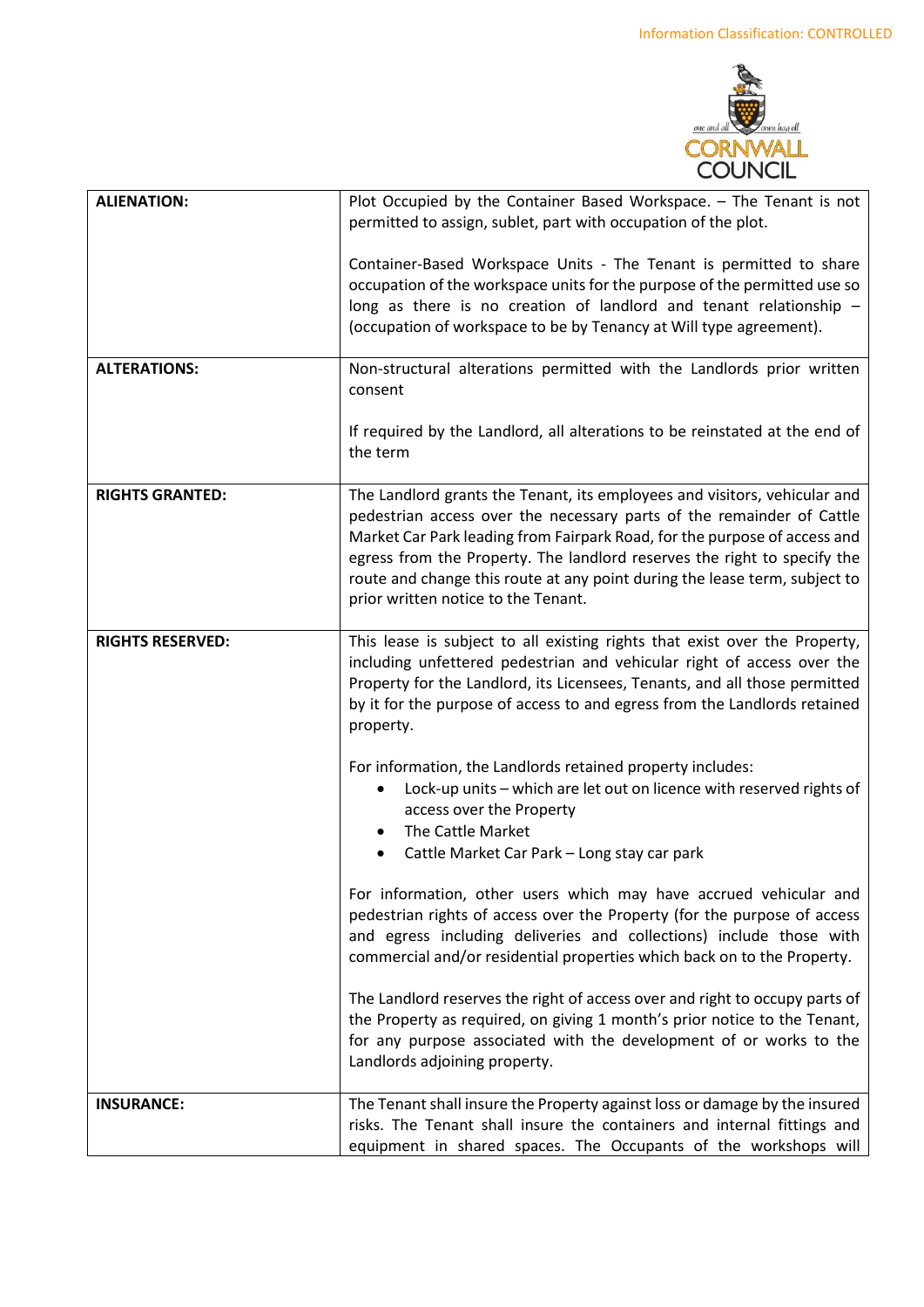| | |
|---|---|
| **ALIENATION:** | Plot Occupied by the Container Based Workspace. – The Tenant is not permitted to assign, sublet, part with occupation of the plot.<br><br>Container-Based Workspace Units - The Tenant is permitted to share occupation of the workspace units for the purpose of the permitted use so long as there is no creation of landlord and tenant relationship – (occupation of workspace to be by Tenancy at Will type agreement). |
| **ALTERATIONS:** | Non-structural alterations permitted with the Landlords prior written consent<br><br>If required by the Landlord, all alterations to be reinstated at the end of the term |
| **RIGHTS GRANTED:** | The Landlord grants the Tenant, its employees and visitors, vehicular and pedestrian access over the necessary parts of the remainder of Cattle Market Car Park leading from Fairpark Road, for the purpose of access and egress from the Property. The landlord reserves the right to specify the route and change this route at any point during the lease term, subject to prior written notice to the Tenant. |
| **RIGHTS RESERVED:** | This lease is subject to all existing rights that exist over the Property, including unfettered pedestrian and vehicular right of access over the Property for the Landlord, its Licensees, Tenants, and all those permitted by it for the purpose of access to and egress from the Landlords retained property.<br><br>For information, the Landlords retained property includes:<br>• Lock-up units – which are let out on licence with reserved rights of access over the Property<br>• The Cattle Market<br>• Cattle Market Car Park – Long stay car park<br><br>For information, other users which may have accrued vehicular and pedestrian rights of access over the Property (for the purpose of access and egress including deliveries and collections) include those with commercial and/or residential properties which back on to the Property.<br><br>The Landlord reserves the right of access over and right to occupy parts of the Property as required, on giving 1 month's prior notice to the Tenant, for any purpose associated with the development of or works to the Landlords adjoining property. |
| **INSURANCE:** | The Tenant shall insure the Property against loss or damage by the insured risks. The Tenant shall insure the containers and internal fittings and equipment in shared spaces. The Occupants of the workshops will |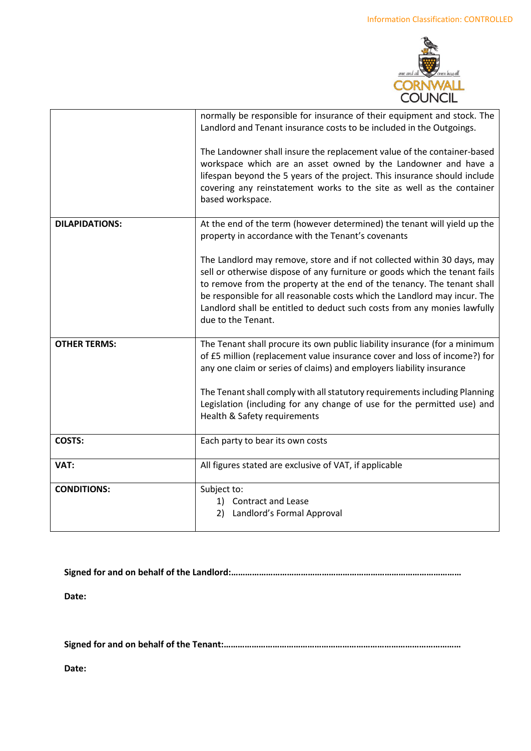| | |
|---|---|
| | normally be responsible for insurance of their equipment and stock. The Landlord and Tenant insurance costs to be included in the Outgoings.<br><br>The Landowner shall insure the replacement value of the container-based workspace which are an asset owned by the Landowner and have a lifespan beyond the 5 years of the project. This insurance should include covering any reinstatement works to the site as well as the container based workspace. |
| **DILAPIDATIONS:** | At the end of the term (however determined) the tenant will yield up the property in accordance with the Tenant's covenants<br><br>The Landlord may remove, store and if not collected within 30 days, may sell or otherwise dispose of any furniture or goods which the tenant fails to remove from the property at the end of the tenancy. The tenant shall be responsible for all reasonable costs which the Landlord may incur. The Landlord shall be entitled to deduct such costs from any monies lawfully due to the Tenant. |
| **OTHER TERMS:** | The Tenant shall procure its own public liability insurance (for a minimum of £5 million (replacement value insurance cover and loss of income?) for any one claim or series of claims) and employers liability insurance<br><br>The Tenant shall comply with all statutory requirements including Planning Legislation (including for any change of use for the permitted use) and Health & Safety requirements |
| **COSTS:** | Each party to bear its own costs |
| **VAT:** | All figures stated are exclusive of VAT, if applicable |
| **CONDITIONS:** | Subject to:<br>1) Contract and Lease<br>2) Landlord's Formal Approval |

**Signed for and on behalf of the Landlord:……………………………………………………………………………………**

**Date:**

**Signed for and on behalf of the Tenant:………………………………………………………………………………………**

**Date:**